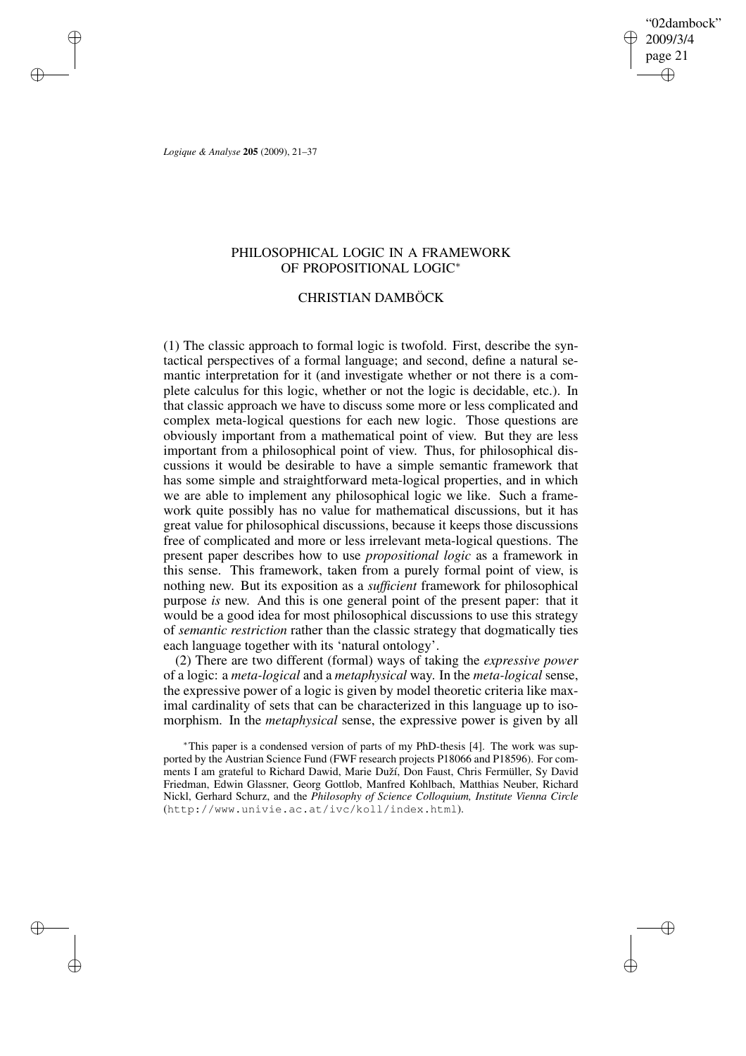# PHILOSOPHICAL LOGIC IN A FRAMEWORK OF PROPOSITIONAL LOGIC*

## CHRISTIAN DAMBÖCK

(1) The classic approach to formal logic is twofold. First, describe the syntactical perspectives of a formal language; and second, define a natural semantic interpretation for it (and investigate whether or not there is a complete calculus for this logic, whether or not the logic is decidable, etc.). In that classic approach we have to discuss some more or less complicated and complex meta-logical questions for each new logic. Those questions are obviously important from a mathematical point of view. But they are less important from a philosophical point of view. Thus, for philosophical discussions it would be desirable to have a simple semantic framework that has some simple and straightforward meta-logical properties, and in which we are able to implement any philosophical logic we like. Such a framework quite possibly has no value for mathematical discussions, but it has great value for philosophical discussions, because it keeps those discussions free of complicated and more or less irrelevant meta-logical questions. The present paper describes how to use *propositional logic* as a framework in this sense. This framework, taken from a purely formal point of view, is nothing new. But its exposition as a *sufficient* framework for philosophical purpose *is* new. And this is one general point of the present paper: that it would be a good idea for most philosophical discussions to use this strategy of *semantic restriction* rather than the classic strategy that dogmatically ties each language together with its 'natural ontology'.

(2) There are two different (formal) ways of taking the *expressive power* of a logic: a *meta-logical* and a *metaphysical* way. In the *meta-logical* sense, the expressive power of a logic is given by model theoretic criteria like maximal cardinality of sets that can be characterized in this language up to isomorphism. In the *metaphysical* sense, the expressive power is given by all

*This paper is a condensed version of parts of my PhD-thesis [4]. The work was supported by the Austrian Science Fund (FWF research projects P18066 and P18596). For comments I am grateful to Richard Dawid, Marie Duží, Don Faust, Chris Fermüller, Sy David Friedman, Edwin Glassner, Georg Gottlob, Manfred Kohlbach, Matthias Neuber, Richard Nickl, Gerhard Schurz, and the *Philosophy of Science Colloquium, Institute Vienna Circle* (http://www.univie.ac.at/ivc/koll/index.html).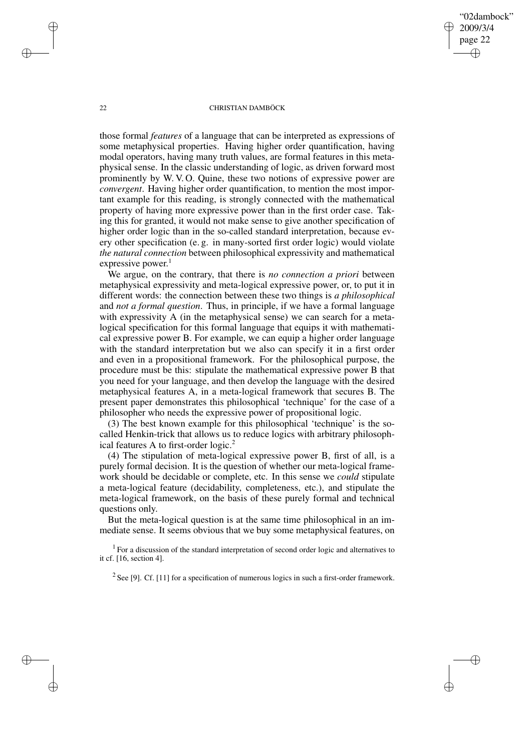those formal *features* of a language that can be interpreted as expressions of some metaphysical properties. Having higher order quantification, having modal operators, having many truth values, are formal features in this metaphysical sense. In the classic understanding of logic, as driven forward most prominently by W. V. O. Quine, these two notions of expressive power are *convergent*. Having higher order quantification, to mention the most important example for this reading, is strongly connected with the mathematical property of having more expressive power than in the first order case. Taking this for granted, it would not make sense to give another specification of higher order logic than in the so-called standard interpretation, because every other specification (e. g. in many-sorted first order logic) would violate *the natural connection* between philosophical expressivity and mathematical expressive power.[1]

We argue, on the contrary, that there is *no connection a priori* between metaphysical expressivity and meta-logical expressive power, or, to put it in different words: the connection between these two things is *a philosophical* and *not a formal question*. Thus, in principle, if we have a formal language with expressivity A (in the metaphysical sense) we can search for a meta-logical specification for this formal language that equips it with mathematical expressive power B. For example, we can equip a higher order language with the standard interpretation but we also can specify it in a first order and even in a propositional framework. For the philosophical purpose, the procedure must be this: stipulate the mathematical expressive power B that you need for your language, and then develop the language with the desired metaphysical features A, in a meta-logical framework that secures B. The present paper demonstrates this philosophical 'technique' for the case of a philosopher who needs the expressive power of propositional logic.

(3) The best known example for this philosophical 'technique' is the so-called Henkin-trick that allows us to reduce logics with arbitrary philosophical features A to first-order logic.[2]

(4) The stipulation of meta-logical expressive power B, first of all, is a purely formal decision. It is the question of whether our meta-logical framework should be decidable or complete, etc. In this sense we *could* stipulate a meta-logical feature (decidability, completeness, etc.), and stipulate the meta-logical framework, on the basis of these purely formal and technical questions only.

But the meta-logical question is at the same time philosophical in an immediate sense. It seems obvious that we buy some metaphysical features, on

[1] For a discussion of the standard interpretation of second order logic and alternatives to it cf. [16, section 4].

[2] See [9]. Cf. [11] for a specification of numerous logics in such a first-order framework.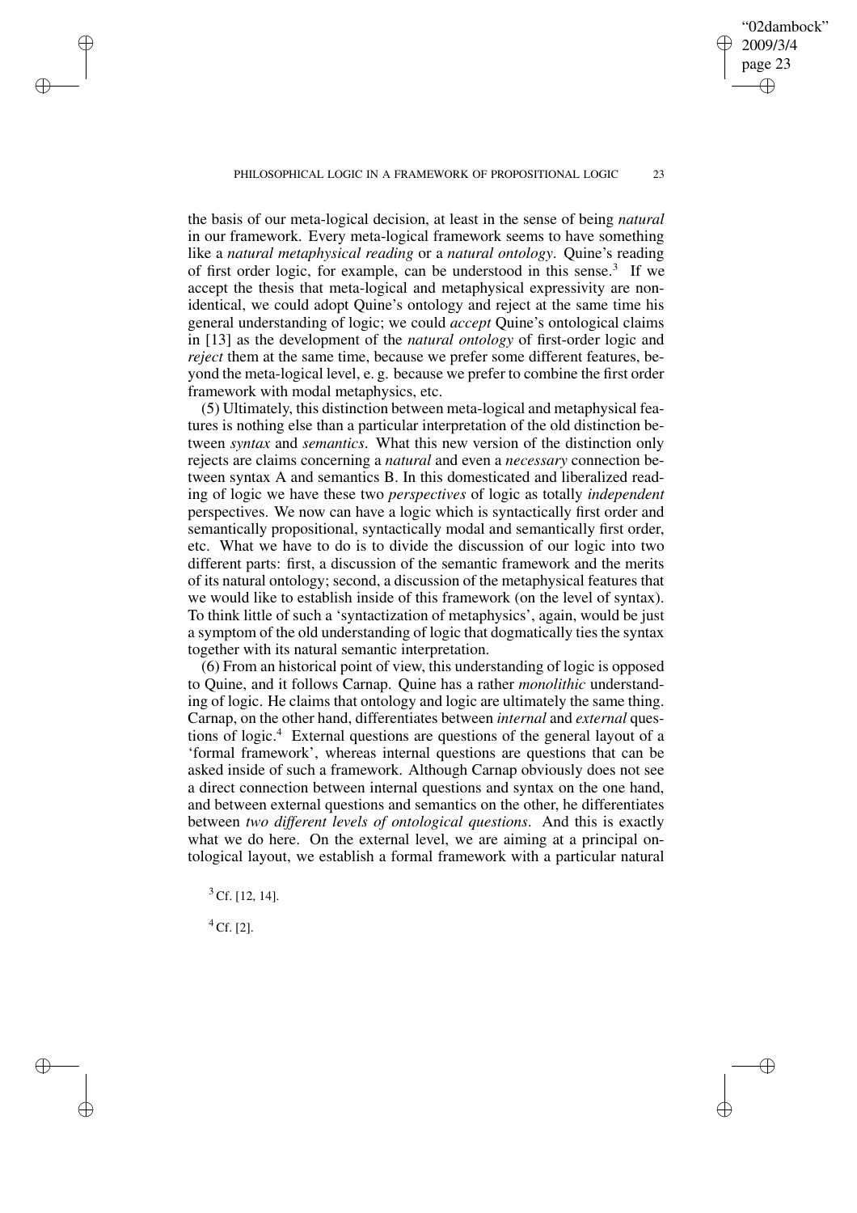the basis of our meta-logical decision, at least in the sense of being *natural* in our framework. Every meta-logical framework seems to have something like a *natural metaphysical reading* or a *natural ontology*. Quine's reading of first order logic, for example, can be understood in this sense.[3] If we accept the thesis that meta-logical and metaphysical expressivity are nonidentical, we could adopt Quine's ontology and reject at the same time his general understanding of logic; we could *accept* Quine's ontological claims in [13] as the development of the *natural ontology* of first-order logic and *reject* them at the same time, because we prefer some different features, beyond the meta-logical level, e. g. because we prefer to combine the first order framework with modal metaphysics, etc.

(5) Ultimately, this distinction between meta-logical and metaphysical features is nothing else than a particular interpretation of the old distinction between *syntax* and *semantics*. What this new version of the distinction only rejects are claims concerning a *natural* and even a *necessary* connection between syntax A and semantics B. In this domesticated and liberalized reading of logic we have these two *perspectives* of logic as totally *independent* perspectives. We now can have a logic which is syntactically first order and semantically propositional, syntactically modal and semantically first order, etc. What we have to do is to divide the discussion of our logic into two different parts: first, a discussion of the semantic framework and the merits of its natural ontology; second, a discussion of the metaphysical features that we would like to establish inside of this framework (on the level of syntax). To think little of such a 'syntactization of metaphysics', again, would be just a symptom of the old understanding of logic that dogmatically ties the syntax together with its natural semantic interpretation.

(6) From an historical point of view, this understanding of logic is opposed to Quine, and it follows Carnap. Quine has a rather *monolithic* understanding of logic. He claims that ontology and logic are ultimately the same thing. Carnap, on the other hand, differentiates between *internal* and *external* questions of logic.[4] External questions are questions of the general layout of a 'formal framework', whereas internal questions are questions that can be asked inside of such a framework. Although Carnap obviously does not see a direct connection between internal questions and syntax on the one hand, and between external questions and semantics on the other, he differentiates between *two different levels of ontological questions*. And this is exactly what we do here. On the external level, we are aiming at a principal ontological layout, we establish a formal framework with a particular natural

[3] Cf. [12, 14].

[4] Cf. [2].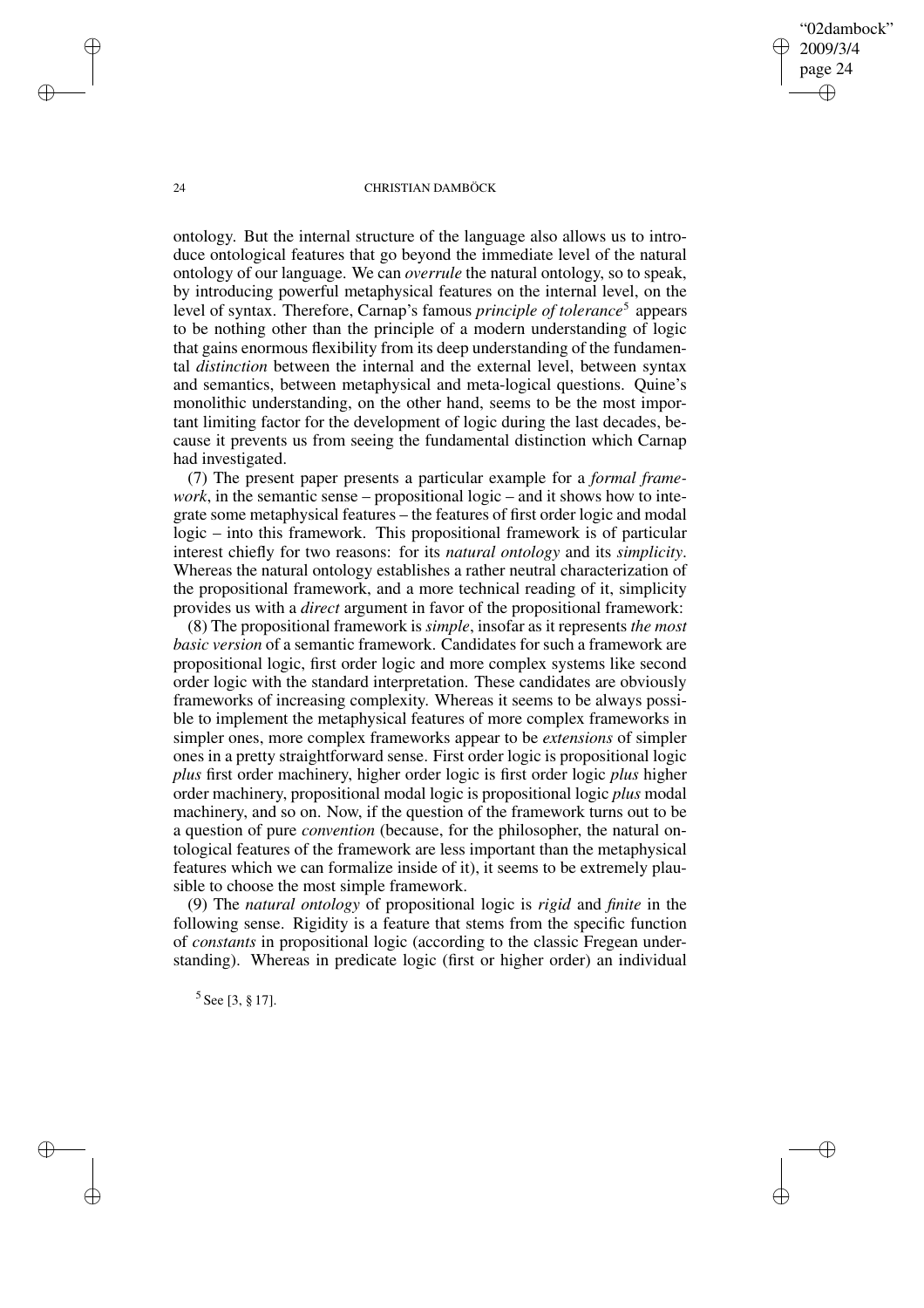ontology. But the internal structure of the language also allows us to introduce ontological features that go beyond the immediate level of the natural ontology of our language. We can *overrule* the natural ontology, so to speak, by introducing powerful metaphysical features on the internal level, on the level of syntax. Therefore, Carnap's famous *principle of tolerance*[5] appears to be nothing other than the principle of a modern understanding of logic that gains enormous flexibility from its deep understanding of the fundamental *distinction* between the internal and the external level, between syntax and semantics, between metaphysical and meta-logical questions. Quine's monolithic understanding, on the other hand, seems to be the most important limiting factor for the development of logic during the last decades, because it prevents us from seeing the fundamental distinction which Carnap had investigated.

(7) The present paper presents a particular example for a *formal framework*, in the semantic sense – propositional logic – and it shows how to integrate some metaphysical features – the features of first order logic and modal logic – into this framework. This propositional framework is of particular interest chiefly for two reasons: for its *natural ontology* and its *simplicity*. Whereas the natural ontology establishes a rather neutral characterization of the propositional framework, and a more technical reading of it, simplicity provides us with a *direct* argument in favor of the propositional framework:

(8) The propositional framework is *simple*, insofar as it represents *the most basic version* of a semantic framework. Candidates for such a framework are propositional logic, first order logic and more complex systems like second order logic with the standard interpretation. These candidates are obviously frameworks of increasing complexity. Whereas it seems to be always possible to implement the metaphysical features of more complex frameworks in simpler ones, more complex frameworks appear to be *extensions* of simpler ones in a pretty straightforward sense. First order logic is propositional logic *plus* first order machinery, higher order logic is first order logic *plus* higher order machinery, propositional modal logic is propositional logic *plus* modal machinery, and so on. Now, if the question of the framework turns out to be a question of pure *convention* (because, for the philosopher, the natural ontological features of the framework are less important than the metaphysical features which we can formalize inside of it), it seems to be extremely plausible to choose the most simple framework.

(9) The *natural ontology* of propositional logic is *rigid* and *finite* in the following sense. Rigidity is a feature that stems from the specific function of *constants* in propositional logic (according to the classic Fregean understanding). Whereas in predicate logic (first or higher order) an individual

[5] See [3, § 17].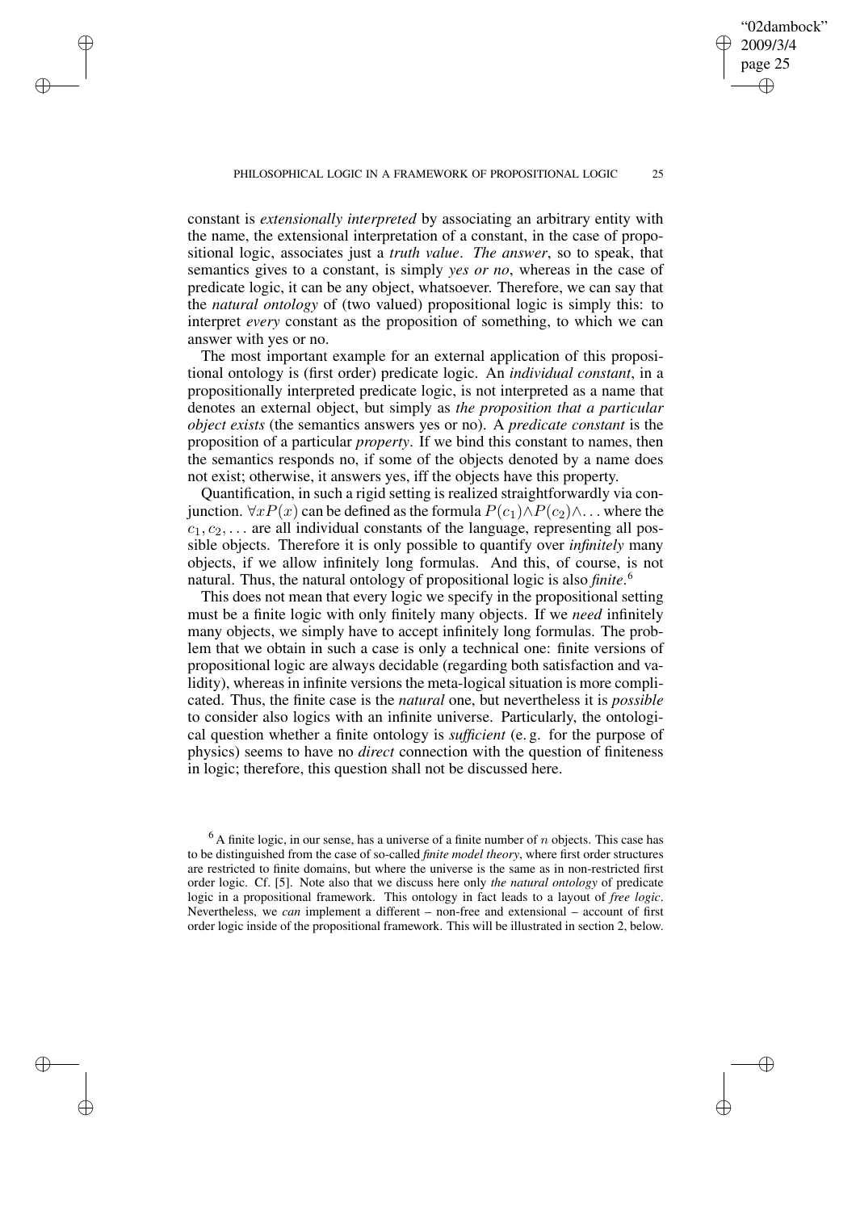constant is *extensionally interpreted* by associating an arbitrary entity with the name, the extensional interpretation of a constant, in the case of propositional logic, associates just a *truth value*. *The answer*, so to speak, that semantics gives to a constant, is simply *yes or no*, whereas in the case of predicate logic, it can be any object, whatsoever. Therefore, we can say that the *natural ontology* of (two valued) propositional logic is simply this: to interpret *every* constant as the proposition of something, to which we can answer with yes or no.

The most important example for an external application of this propositional ontology is (first order) predicate logic. An *individual constant*, in a propositionally interpreted predicate logic, is not interpreted as a name that denotes an external object, but simply as *the proposition that a particular object exists* (the semantics answers yes or no). A *predicate constant* is the proposition of a particular *property*. If we bind this constant to names, then the semantics responds no, if some of the objects denoted by a name does not exist; otherwise, it answers yes, iff the objects have this property.

Quantification, in such a rigid setting is realized straightforwardly via conjunction. $\forall x P(x)$ can be defined as the formula $P(c_1) \wedge P(c_2) \wedge \ldots$ where the $c_1, c_2, \ldots$ are all individual constants of the language, representing all possible objects. Therefore it is only possible to quantify over *infinitely* many objects, if we allow infinitely long formulas. And this, of course, is not natural. Thus, the natural ontology of propositional logic is also *finite*.[6]

This does not mean that every logic we specify in the propositional setting must be a finite logic with only finitely many objects. If we *need* infinitely many objects, we simply have to accept infinitely long formulas. The problem that we obtain in such a case is only a technical one: finite versions of propositional logic are always decidable (regarding both satisfaction and validity), whereas in infinite versions the meta-logical situation is more complicated. Thus, the finite case is the *natural* one, but nevertheless it is *possible* to consider also logics with an infinite universe. Particularly, the ontological question whether a finite ontology is *sufficient* (e. g. for the purpose of physics) seems to have no *direct* connection with the question of finiteness in logic; therefore, this question shall not be discussed here.

[6] A finite logic, in our sense, has a universe of a finite number of $n$ objects. This case has to be distinguished from the case of so-called *finite model theory*, where first order structures are restricted to finite domains, but where the universe is the same as in non-restricted first order logic. Cf. [5]. Note also that we discuss here only *the natural ontology* of predicate logic in a propositional framework. This ontology in fact leads to a layout of *free logic*. Nevertheless, we *can* implement a different – non-free and extensional – account of first order logic inside of the propositional framework. This will be illustrated in section 2, below.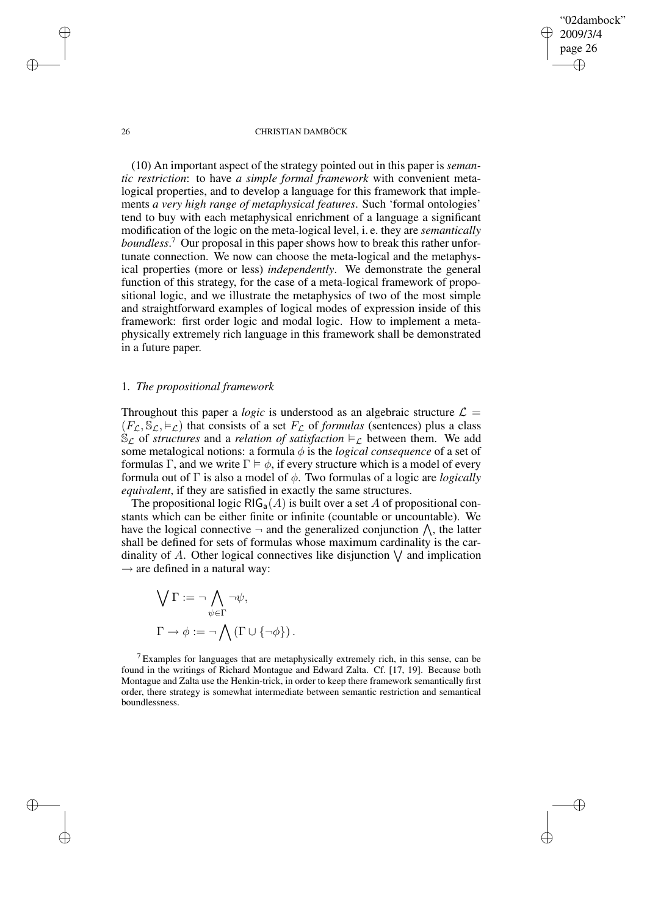(10) An important aspect of the strategy pointed out in this paper is *semantic restriction*: to have *a simple formal framework* with convenient metalogical properties, and to develop a language for this framework that implements *a very high range of metaphysical features*. Such 'formal ontologies' tend to buy with each metaphysical enrichment of a language a significant modification of the logic on the meta-logical level, i. e. they are *semantically boundless*.[7] Our proposal in this paper shows how to break this rather unfortunate connection. We now can choose the meta-logical and the metaphysical properties (more or less) *independently*. We demonstrate the general function of this strategy, for the case of a meta-logical framework of propositional logic, and we illustrate the metaphysics of two of the most simple and straightforward examples of logical modes of expression inside of this framework: first order logic and modal logic. How to implement a metaphysically extremely rich language in this framework shall be demonstrated in a future paper.

## 1. *The propositional framework*

Throughout this paper a *logic* is understood as an algebraic structure $\mathcal{L} = (F_{\mathcal{L}}, \mathbb{S}_{\mathcal{L}}, \vDash_{\mathcal{L}})$ that consists of a set $F_{\mathcal{L}}$ of *formulas* (sentences) plus a class $\mathbb{S}_{\mathcal{L}}$ of *structures* and a *relation of satisfaction* $\vDash_{\mathcal{L}}$ between them. We add some metalogical notions: a formula $\phi$ is the *logical consequence* of a set of formulas $\Gamma$, and we write $\Gamma \vDash \phi$, if every structure which is a model of every formula out of $\Gamma$ is also a model of $\phi$. Two formulas of a logic are *logically equivalent*, if they are satisfied in exactly the same structures.

The propositional logic $\mathsf{RIG_a}(A)$ is built over a set $A$ of propositional constants which can be either finite or infinite (countable or uncountable). We have the logical connective $\neg$ and the generalized conjunction $\bigwedge$, the latter shall be defined for sets of formulas whose maximum cardinality is the cardinality of $A$. Other logical connectives like disjunction $\bigvee$ and implication $\rightarrow$ are defined in a natural way:

$$\bigvee \Gamma := \neg \bigwedge_{\psi \in \Gamma} \neg \psi,$$

$$\Gamma \rightarrow \phi := \neg \bigwedge (\Gamma \cup \{\neg \phi\}) .$$

[7] Examples for languages that are metaphysically extremely rich, in this sense, can be found in the writings of Richard Montague and Edward Zalta. Cf. [17, 19]. Because both Montague and Zalta use the Henkin-trick, in order to keep there framework semantically first order, there strategy is somewhat intermediate between semantic restriction and semantical boundlessness.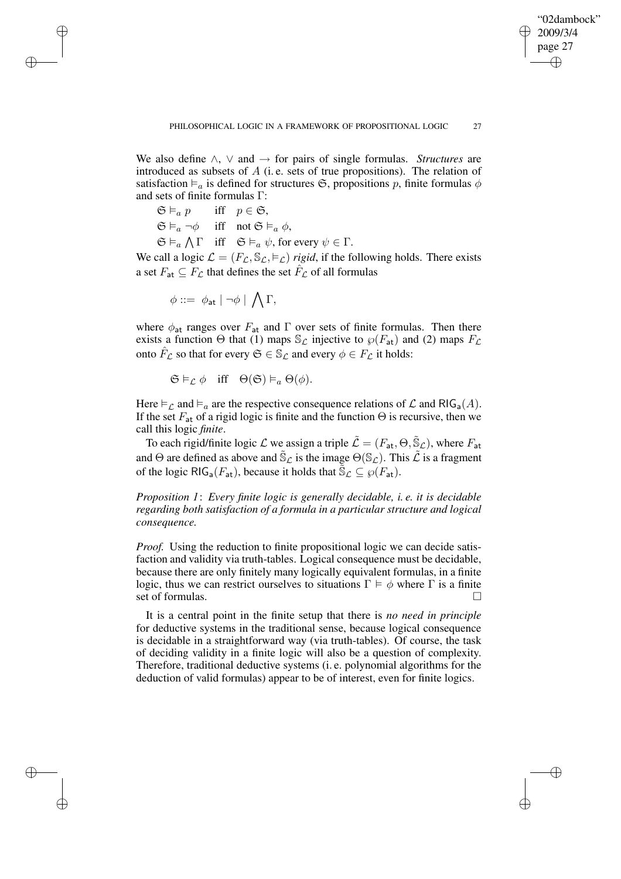We also define $\wedge$, $\vee$ and $\rightarrow$ for pairs of single formulas. *Structures* are introduced as subsets of $A$ (i. e. sets of true propositions). The relation of satisfaction $\vDash_a$ is defined for structures $\mathfrak{S}$, propositions $p$, finite formulas $\phi$ and sets of finite formulas $\Gamma$:

$\mathfrak{S} \vDash_a p \quad$ iff $\quad p \in \mathfrak{S}$,

$\mathfrak{S} \vDash_a \neg\phi \quad$ iff $\quad$ not $\mathfrak{S} \vDash_a \phi$,

$\mathfrak{S} \vDash_a \bigwedge \Gamma \quad$ iff $\quad \mathfrak{S} \vDash_a \psi$, for every $\psi \in \Gamma$.

We call a logic $\mathcal{L} = (F_{\mathcal{L}}, \mathbb{S}_{\mathcal{L}}, \vDash_{\mathcal{L}})$ *rigid*, if the following holds. There exists a set $F_{\mathsf{at}} \subseteq F_{\mathcal{L}}$ that defines the set $\hat{F}_{\mathcal{L}}$ of all formulas

$$\phi ::= \phi_{\mathsf{at}} \mid \neg\phi \mid \bigwedge \Gamma,$$

where $\phi_{\mathsf{at}}$ ranges over $F_{\mathsf{at}}$ and $\Gamma$ over sets of finite formulas. Then there exists a function $\Theta$ that (1) maps $\mathbb{S}_{\mathcal{L}}$ injective to $\wp(F_{\mathsf{at}})$ and (2) maps $F_{\mathcal{L}}$ onto $\hat{F}_{\mathcal{L}}$ so that for every $\mathfrak{S} \in \mathbb{S}_{\mathcal{L}}$ and every $\phi \in F_{\mathcal{L}}$ it holds:

$$\mathfrak{S} \vDash_{\mathcal{L}} \phi \quad \text{iff} \quad \Theta(\mathfrak{S}) \vDash_a \Theta(\phi).$$

Here $\vDash_{\mathcal{L}}$ and $\vDash_a$ are the respective consequence relations of $\mathcal{L}$ and $\mathsf{RIG_a}(A)$. If the set $F_{\mathsf{at}}$ of a rigid logic is finite and the function $\Theta$ is recursive, then we call this logic *finite*.

To each rigid/finite logic $\mathcal{L}$ we assign a triple $\tilde{\mathcal{L}} = (F_{\mathsf{at}}, \Theta, \tilde{\mathbb{S}}_{\mathcal{L}})$, where $F_{\mathsf{at}}$ and $\Theta$ are defined as above and $\tilde{\mathbb{S}}_{\mathcal{L}}$ is the image $\Theta(\mathbb{S}_{\mathcal{L}})$. This $\tilde{\mathcal{L}}$ is a fragment of the logic $\mathsf{RIG_a}(F_{\mathsf{at}})$, because it holds that $\tilde{\mathbb{S}}_{\mathcal{L}} \subseteq \wp(F_{\mathsf{at}})$.

*Proposition 1*: *Every finite logic is generally decidable, i. e. it is decidable regarding both satisfaction of a formula in a particular structure and logical consequence.*

*Proof.* Using the reduction to finite propositional logic we can decide satisfaction and validity via truth-tables. Logical consequence must be decidable, because there are only finitely many logically equivalent formulas, in a finite logic, thus we can restrict ourselves to situations $\Gamma \vDash \phi$ where $\Gamma$ is a finite set of formulas. $\square$

It is a central point in the finite setup that there is *no need in principle* for deductive systems in the traditional sense, because logical consequence is decidable in a straightforward way (via truth-tables). Of course, the task of deciding validity in a finite logic will also be a question of complexity. Therefore, traditional deductive systems (i. e. polynomial algorithms for the deduction of valid formulas) appear to be of interest, even for finite logics.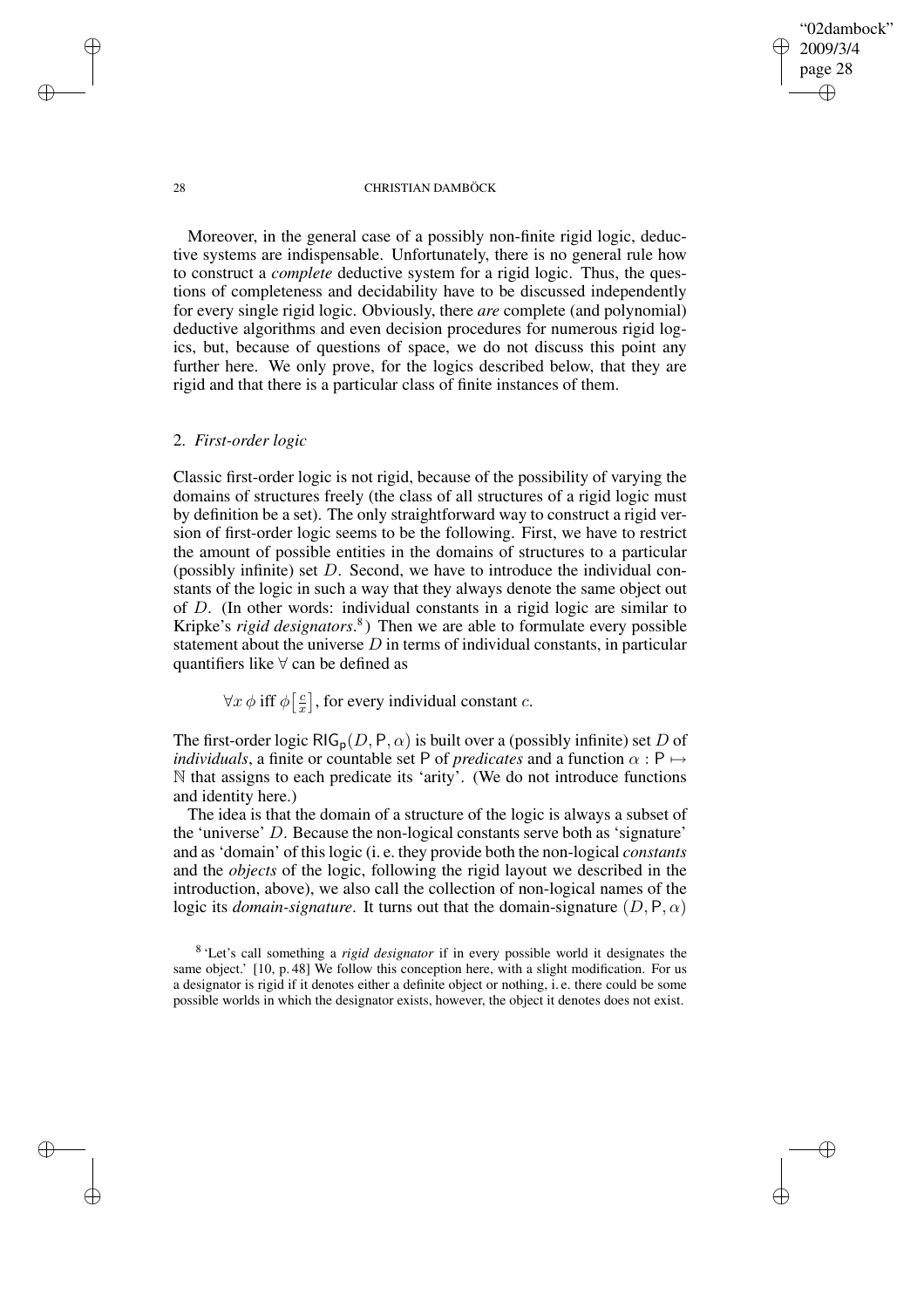Moreover, in the general case of a possibly non-finite rigid logic, deductive systems are indispensable. Unfortunately, there is no general rule how to construct a *complete* deductive system for a rigid logic. Thus, the questions of completeness and decidability have to be discussed independently for every single rigid logic. Obviously, there *are* complete (and polynomial) deductive algorithms and even decision procedures for numerous rigid logics, but, because of questions of space, we do not discuss this point any further here. We only prove, for the logics described below, that they are rigid and that there is a particular class of finite instances of them.

## 2. *First-order logic*

Classic first-order logic is not rigid, because of the possibility of varying the domains of structures freely (the class of all structures of a rigid logic must by definition be a set). The only straightforward way to construct a rigid version of first-order logic seems to be the following. First, we have to restrict the amount of possible entities in the domains of structures to a particular (possibly infinite) set $D$. Second, we have to introduce the individual constants of the logic in such a way that they always denote the same object out of $D$. (In other words: individual constants in a rigid logic are similar to Kripke's *rigid designators*.[8]) Then we are able to formulate every possible statement about the universe $D$ in terms of individual constants, in particular quantifiers like $\forall$ can be defined as

$$\forall x\, \phi \text{ iff } \phi\left[\tfrac{c}{x}\right]\text{, for every individual constant } c.$$

The first-order logic $\mathsf{RIG}_\mathsf{p}(D, \mathsf{P}, \alpha)$ is built over a (possibly infinite) set $D$ of *individuals*, a finite or countable set $\mathsf{P}$ of *predicates* and a function $\alpha : \mathsf{P} \mapsto \mathbb{N}$ that assigns to each predicate its 'arity'. (We do not introduce functions and identity here.)

The idea is that the domain of a structure of the logic is always a subset of the 'universe' $D$. Because the non-logical constants serve both as 'signature' and as 'domain' of this logic (i. e. they provide both the non-logical *constants* and the *objects* of the logic, following the rigid layout we described in the introduction, above), we also call the collection of non-logical names of the logic its *domain-signature*. It turns out that the domain-signature $(D, \mathsf{P}, \alpha)$

[8] 'Let's call something a *rigid designator* if in every possible world it designates the same object.' [10, p. 48] We follow this conception here, with a slight modification. For us a designator is rigid if it denotes either a definite object or nothing, i. e. there could be some possible worlds in which the designator exists, however, the object it denotes does not exist.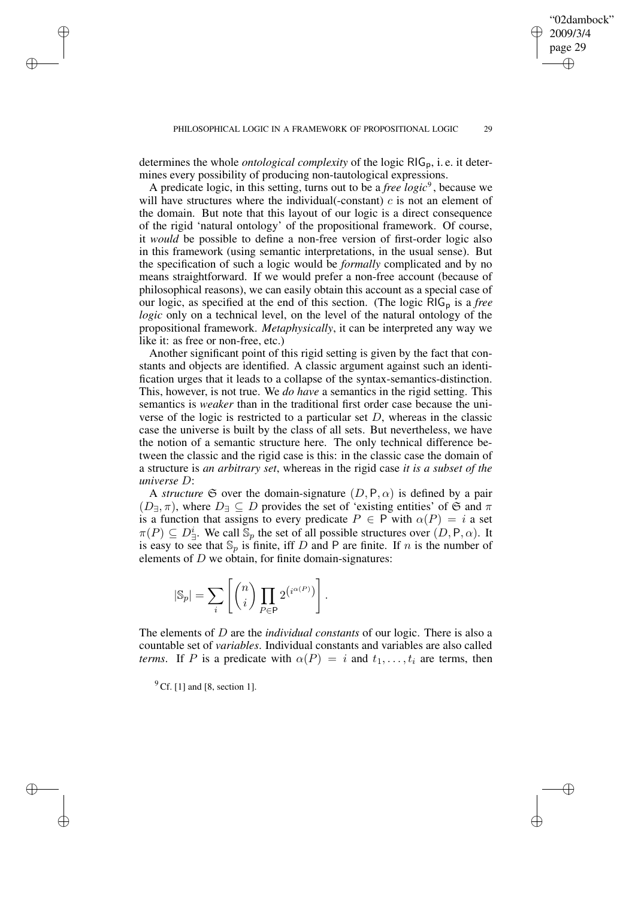determines the whole *ontological complexity* of the logic $\mathsf{RIG}_\mathsf{p}$, i. e. it determines every possibility of producing non-tautological expressions.

A predicate logic, in this setting, turns out to be a *free logic*[9], because we will have structures where the individual(-constant) $c$ is not an element of the domain. But note that this layout of our logic is a direct consequence of the rigid 'natural ontology' of the propositional framework. Of course, it *would* be possible to define a non-free version of first-order logic also in this framework (using semantic interpretations, in the usual sense). But the specification of such a logic would be *formally* complicated and by no means straightforward. If we would prefer a non-free account (because of philosophical reasons), we can easily obtain this account as a special case of our logic, as specified at the end of this section. (The logic $\mathsf{RIG}_\mathsf{p}$ is a *free logic* only on a technical level, on the level of the natural ontology of the propositional framework. *Metaphysically*, it can be interpreted any way we like it: as free or non-free, etc.)

Another significant point of this rigid setting is given by the fact that constants and objects are identified. A classic argument against such an identification urges that it leads to a collapse of the syntax-semantics-distinction. This, however, is not true. We *do have* a semantics in the rigid setting. This semantics is *weaker* than in the traditional first order case because the universe of the logic is restricted to a particular set $D$, whereas in the classic case the universe is built by the class of all sets. But nevertheless, we have the notion of a semantic structure here. The only technical difference between the classic and the rigid case is this: in the classic case the domain of a structure is *an arbitrary set*, whereas in the rigid case *it is a subset of the universe* $D$:

A *structure* $\mathfrak{S}$ over the domain-signature $(D, \mathsf{P}, \alpha)$ is defined by a pair $(D_\exists, \pi)$, where $D_\exists \subseteq D$ provides the set of 'existing entities' of $\mathfrak{S}$ and $\pi$ is a function that assigns to every predicate $P \in \mathsf{P}$ with $\alpha(P) = i$ a set $\pi(P) \subseteq D_\exists^i$. We call $\mathbb{S}_p$ the set of all possible structures over $(D, \mathsf{P}, \alpha)$. It is easy to see that $\mathbb{S}_p$ is finite, iff $D$ and $\mathsf{P}$ are finite. If $n$ is the number of elements of $D$ we obtain, for finite domain-signatures:

$$|\mathbb{S}_p| = \sum_i \left[ \binom{n}{i} \prod_{P \in \mathsf{P}} 2^{\left(i^{\alpha(P)}\right)} \right].$$

The elements of $D$ are the *individual constants* of our logic. There is also a countable set of *variables*. Individual constants and variables are also called *terms*. If $P$ is a predicate with $\alpha(P) = i$ and $t_1, \ldots, t_i$ are terms, then

[9] Cf. [1] and [8, section 1].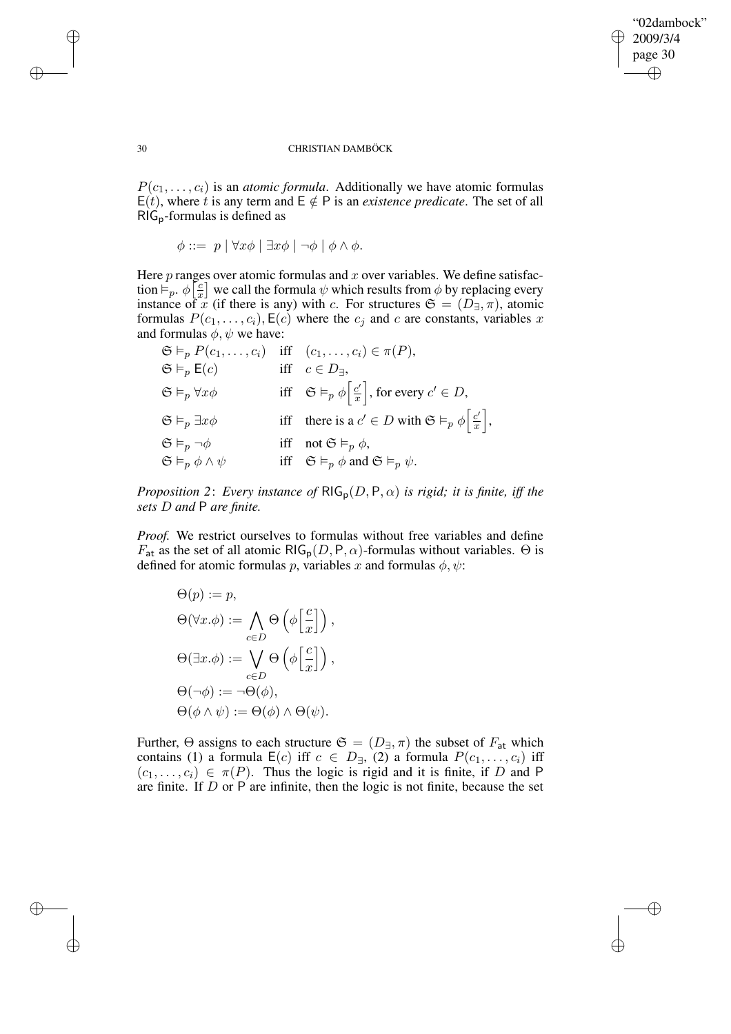$P(c_1, \ldots, c_i)$ is an *atomic formula*. Additionally we have atomic formulas $\mathsf{E}(t)$, where $t$ is any term and $\mathsf{E} \notin \mathsf{P}$ is an *existence predicate*. The set of all $\mathsf{RIG_p}$-formulas is defined as

$$\phi ::= \; p \mid \forall x \phi \mid \exists x \phi \mid \neg \phi \mid \phi \wedge \phi.$$

Here $p$ ranges over atomic formulas and $x$ over variables. We define satisfaction $\vDash_p$. $\phi\left[\frac{c}{x}\right]$ we call the formula $\psi$ which results from $\phi$ by replacing every instance of $x$ (if there is any) with $c$. For structures $\mathfrak{S} = (D_\exists, \pi)$, atomic formulas $P(c_1, \ldots, c_i), \mathsf{E}(c)$ where the $c_j$ and $c$ are constants, variables $x$ and formulas $\phi, \psi$ we have:

$$\begin{array}{lll}
\mathfrak{S} \vDash_p P(c_1, \ldots, c_i) & \text{iff} & (c_1, \ldots, c_i) \in \pi(P), \\
\mathfrak{S} \vDash_p \mathsf{E}(c) & \text{iff} & c \in D_\exists, \\
\mathfrak{S} \vDash_p \forall x \phi & \text{iff} & \mathfrak{S} \vDash_p \phi\left[\frac{c'}{x}\right], \text{ for every } c' \in D, \\
\mathfrak{S} \vDash_p \exists x \phi & \text{iff} & \text{there is a } c' \in D \text{ with } \mathfrak{S} \vDash_p \phi\left[\frac{c'}{x}\right], \\
\mathfrak{S} \vDash_p \neg \phi & \text{iff} & \text{not } \mathfrak{S} \vDash_p \phi, \\
\mathfrak{S} \vDash_p \phi \wedge \psi & \text{iff} & \mathfrak{S} \vDash_p \phi \text{ and } \mathfrak{S} \vDash_p \psi.
\end{array}$$

*Proposition 2*: *Every instance of $\mathsf{RIG_p}(D, \mathsf{P}, \alpha)$ is rigid; it is finite, iff the sets $D$ and $\mathsf{P}$ are finite.*

*Proof.* We restrict ourselves to formulas without free variables and define $F_{\mathsf{at}}$ as the set of all atomic $\mathsf{RIG_p}(D, \mathsf{P}, \alpha)$-formulas without variables. $\Theta$ is defined for atomic formulas $p$, variables $x$ and formulas $\phi, \psi$:

$$\begin{aligned}
&\Theta(p) := p, \\
&\Theta(\forall x.\phi) := \bigwedge_{c \in D} \Theta\left(\phi\left[\frac{c}{x}\right]\right), \\
&\Theta(\exists x.\phi) := \bigvee_{c \in D} \Theta\left(\phi\left[\frac{c}{x}\right]\right), \\
&\Theta(\neg \phi) := \neg \Theta(\phi), \\
&\Theta(\phi \wedge \psi) := \Theta(\phi) \wedge \Theta(\psi).
\end{aligned}$$

Further, $\Theta$ assigns to each structure $\mathfrak{S} = (D_\exists, \pi)$ the subset of $F_{\mathsf{at}}$ which contains (1) a formula $\mathsf{E}(c)$ iff $c \in D_\exists$, (2) a formula $P(c_1, \ldots, c_i)$ iff $(c_1, \ldots, c_i) \in \pi(P)$. Thus the logic is rigid and it is finite, if $D$ and $\mathsf{P}$ are finite. If $D$ or $\mathsf{P}$ are infinite, then the logic is not finite, because the set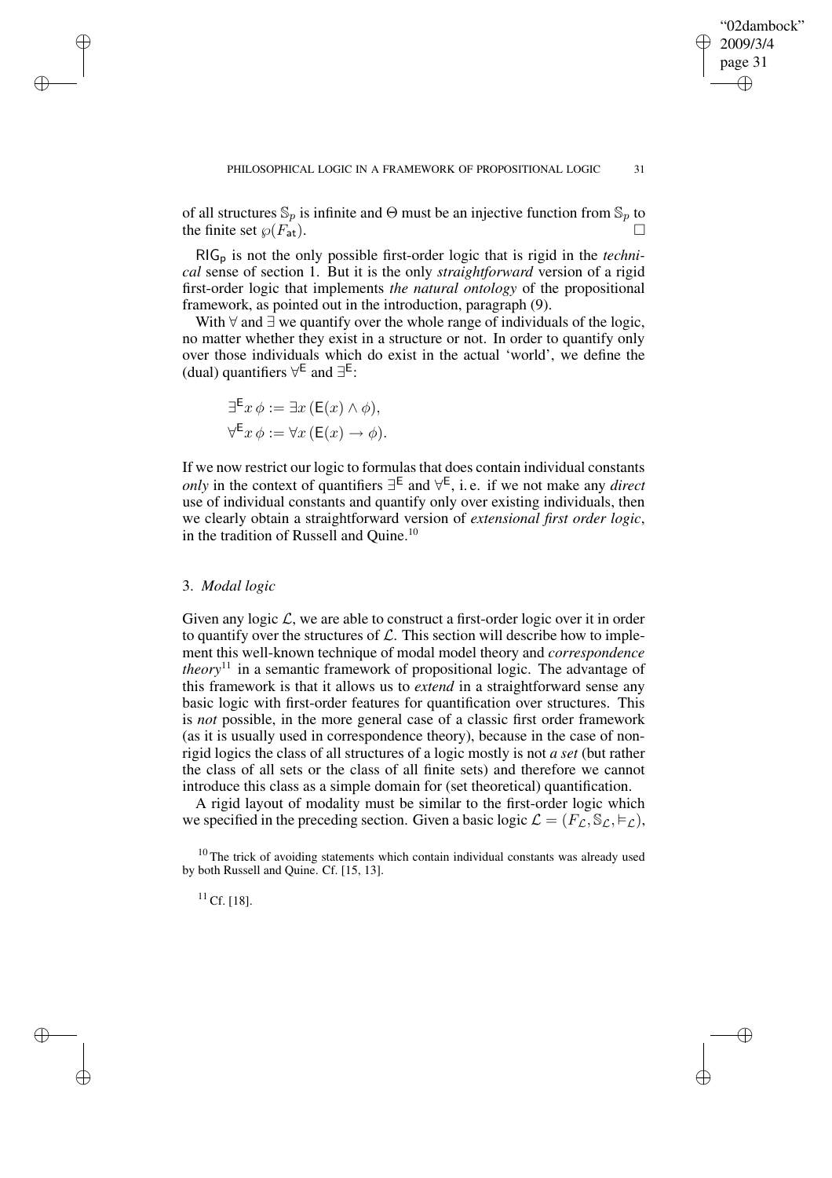of all structures $\mathbb{S}_p$ is infinite and $\Theta$ must be an injective function from $\mathbb{S}_p$ to the finite set $\wp(F_{\mathsf{at}})$. $\square$

$\mathsf{RIG_p}$ is not the only possible first-order logic that is rigid in the *technical* sense of section 1. But it is the only *straightforward* version of a rigid first-order logic that implements *the natural ontology* of the propositional framework, as pointed out in the introduction, paragraph (9).

With $\forall$ and $\exists$ we quantify over the whole range of individuals of the logic, no matter whether they exist in a structure or not. In order to quantify only over those individuals which do exist in the actual 'world', we define the (dual) quantifiers $\forall^{\mathsf{E}}$ and $\exists^{\mathsf{E}}$:

$$\exists^{\mathsf{E}} x\, \phi := \exists x\, (\mathsf{E}(x) \wedge \phi),$$
$$\forall^{\mathsf{E}} x\, \phi := \forall x\, (\mathsf{E}(x) \rightarrow \phi).$$

If we now restrict our logic to formulas that does contain individual constants *only* in the context of quantifiers $\exists^{\mathsf{E}}$ and $\forall^{\mathsf{E}}$, i. e. if we not make any *direct* use of individual constants and quantify only over existing individuals, then we clearly obtain a straightforward version of *extensional first order logic*, in the tradition of Russell and Quine.[10]

## 3. *Modal logic*

Given any logic $\mathcal{L}$, we are able to construct a first-order logic over it in order to quantify over the structures of $\mathcal{L}$. This section will describe how to implement this well-known technique of modal model theory and *correspondence theory*[11] in a semantic framework of propositional logic. The advantage of this framework is that it allows us to *extend* in a straightforward sense any basic logic with first-order features for quantification over structures. This is *not* possible, in the more general case of a classic first order framework (as it is usually used in correspondence theory), because in the case of non-rigid logics the class of all structures of a logic mostly is not *a set* (but rather the class of all sets or the class of all finite sets) and therefore we cannot introduce this class as a simple domain for (set theoretical) quantification.

A rigid layout of modality must be similar to the first-order logic which we specified in the preceding section. Given a basic logic $\mathcal{L} = (F_{\mathcal{L}}, \mathbb{S}_{\mathcal{L}}, \vDash_{\mathcal{L}})$,

[10] The trick of avoiding statements which contain individual constants was already used by both Russell and Quine. Cf. [15, 13].

[11] Cf. [18].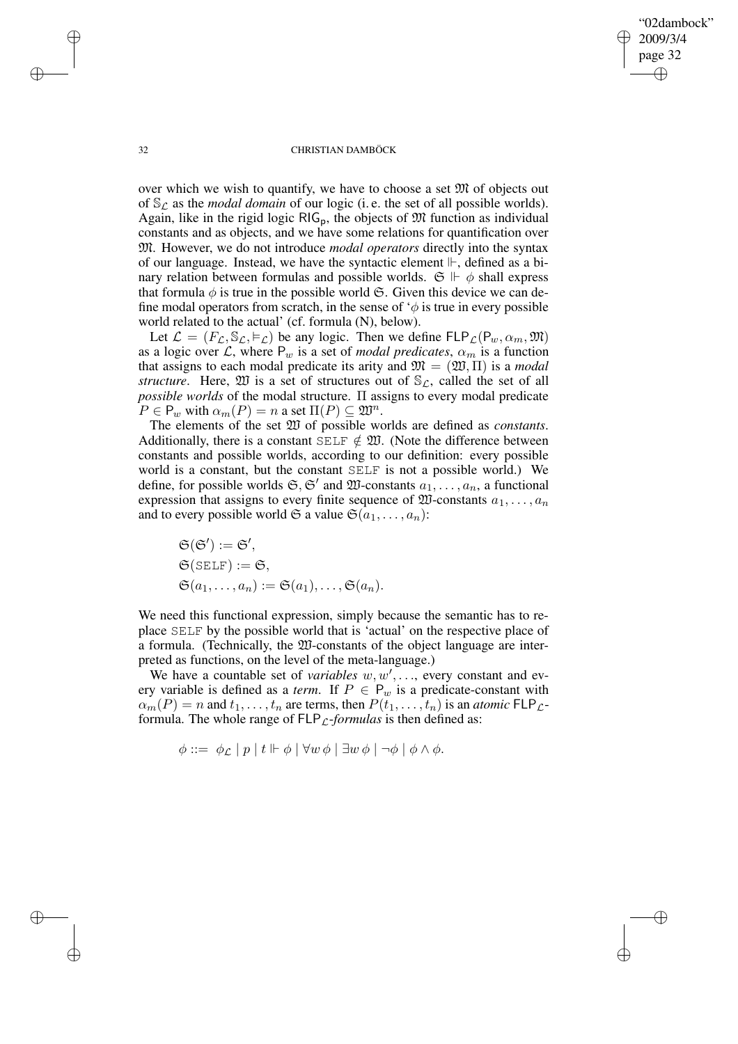over which we wish to quantify, we have to choose a set $\mathfrak{M}$ of objects out of $\mathbb{S}_{\mathcal{L}}$ as the *modal domain* of our logic (i. e. the set of all possible worlds). Again, like in the rigid logic $\mathsf{RIG_p}$, the objects of $\mathfrak{M}$ function as individual constants and as objects, and we have some relations for quantification over $\mathfrak{M}$. However, we do not introduce *modal operators* directly into the syntax of our language. Instead, we have the syntactic element $\Vdash$, defined as a binary relation between formulas and possible worlds. $\mathfrak{S} \Vdash \phi$ shall express that formula $\phi$ is true in the possible world $\mathfrak{S}$. Given this device we can define modal operators from scratch, in the sense of '$\phi$ is true in every possible world related to the actual' (cf. formula (N), below).

Let $\mathcal{L} = (F_{\mathcal{L}}, \mathbb{S}_{\mathcal{L}}, \vDash_{\mathcal{L}})$ be any logic. Then we define $\mathsf{FLP}_{\mathcal{L}}(\mathsf{P}_w, \alpha_m, \mathfrak{M})$ as a logic over $\mathcal{L}$, where $\mathsf{P}_w$ is a set of *modal predicates*, $\alpha_m$ is a function that assigns to each modal predicate its arity and $\mathfrak{M} = (\mathfrak{W}, \Pi)$ is a *modal structure*. Here, $\mathfrak{W}$ is a set of structures out of $\mathbb{S}_{\mathcal{L}}$, called the set of all *possible worlds* of the modal structure. $\Pi$ assigns to every modal predicate $P \in \mathsf{P}_w$ with $\alpha_m(P) = n$ a set $\Pi(P) \subseteq \mathfrak{W}^n$.

The elements of the set $\mathfrak{W}$ of possible worlds are defined as *constants*. Additionally, there is a constant $\texttt{SELF} \notin \mathfrak{W}$. (Note the difference between constants and possible worlds, according to our definition: every possible world is a constant, but the constant $\texttt{SELF}$ is not a possible world.) We define, for possible worlds $\mathfrak{S}, \mathfrak{S}'$ and $\mathfrak{W}$-constants $a_1, \ldots, a_n$, a functional expression that assigns to every finite sequence of $\mathfrak{W}$-constants $a_1, \ldots, a_n$ and to every possible world $\mathfrak{S}$ a value $\mathfrak{S}(a_1, \ldots, a_n)$:

$$
\begin{aligned}
&\mathfrak{S}(\mathfrak{S}') := \mathfrak{S}', \\
&\mathfrak{S}(\texttt{SELF}) := \mathfrak{S}, \\
&\mathfrak{S}(a_1, \ldots, a_n) := \mathfrak{S}(a_1), \ldots, \mathfrak{S}(a_n).
\end{aligned}
$$

We need this functional expression, simply because the semantic has to replace $\texttt{SELF}$ by the possible world that is 'actual' on the respective place of a formula. (Technically, the $\mathfrak{W}$-constants of the object language are interpreted as functions, on the level of the meta-language.)

We have a countable set of *variables* $w, w', \ldots$, every constant and every variable is defined as a *term*. If $P \in \mathsf{P}_w$ is a predicate-constant with $\alpha_m(P) = n$ and $t_1, \ldots, t_n$ are terms, then $P(t_1, \ldots, t_n)$ is an *atomic* $\mathsf{FLP}_{\mathcal{L}}$-formula. The whole range of $\mathsf{FLP}_{\mathcal{L}}$-*formulas* is then defined as:

$$
\phi ::= \ \phi_{\mathcal{L}} \mid p \mid t \Vdash \phi \mid \forall w\, \phi \mid \exists w\, \phi \mid \neg\phi \mid \phi \wedge \phi.
$$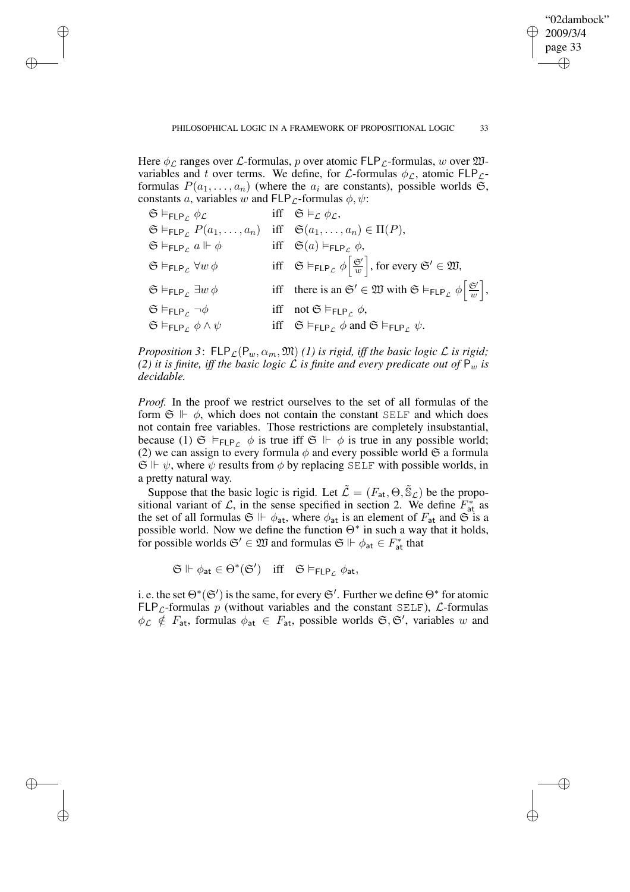Here $\phi_{\mathcal{L}}$ ranges over $\mathcal{L}$-formulas, $p$ over atomic $\mathsf{FLP}_{\mathcal{L}}$-formulas, $w$ over $\mathfrak{W}$-variables and $t$ over terms. We define, for $\mathcal{L}$-formulas $\phi_{\mathcal{L}}$, atomic $\mathsf{FLP}_{\mathcal{L}}$-formulas $P(a_1, \ldots, a_n)$ (where the $a_i$ are constants), possible worlds $\mathfrak{S}$, constants $a$, variables $w$ and $\mathsf{FLP}_{\mathcal{L}}$-formulas $\phi, \psi$:

$$
\begin{array}{lll}
\mathfrak{S} \vDash_{\mathsf{FLP}_{\mathcal{L}}} \phi_{\mathcal{L}} & \text{iff} & \mathfrak{S} \vDash_{\mathcal{L}} \phi_{\mathcal{L}}, \\
\mathfrak{S} \vDash_{\mathsf{FLP}_{\mathcal{L}}} P(a_1, \ldots, a_n) & \text{iff} & \mathfrak{S}(a_1, \ldots, a_n) \in \Pi(P), \\
\mathfrak{S} \vDash_{\mathsf{FLP}_{\mathcal{L}}} a \Vdash \phi & \text{iff} & \mathfrak{S}(a) \vDash_{\mathsf{FLP}_{\mathcal{L}}} \phi, \\
\mathfrak{S} \vDash_{\mathsf{FLP}_{\mathcal{L}}} \forall w\, \phi & \text{iff} & \mathfrak{S} \vDash_{\mathsf{FLP}_{\mathcal{L}}} \phi\left[\frac{\mathfrak{S}'}{w}\right], \text{ for every } \mathfrak{S}' \in \mathfrak{W}, \\
\mathfrak{S} \vDash_{\mathsf{FLP}_{\mathcal{L}}} \exists w\, \phi & \text{iff} & \text{there is an } \mathfrak{S}' \in \mathfrak{W} \text{ with } \mathfrak{S} \vDash_{\mathsf{FLP}_{\mathcal{L}}} \phi\left[\frac{\mathfrak{S}'}{w}\right], \\
\mathfrak{S} \vDash_{\mathsf{FLP}_{\mathcal{L}}} \neg\phi & \text{iff} & \text{not } \mathfrak{S} \vDash_{\mathsf{FLP}_{\mathcal{L}}} \phi, \\
\mathfrak{S} \vDash_{\mathsf{FLP}_{\mathcal{L}}} \phi \wedge \psi & \text{iff} & \mathfrak{S} \vDash_{\mathsf{FLP}_{\mathcal{L}}} \phi \text{ and } \mathfrak{S} \vDash_{\mathsf{FLP}_{\mathcal{L}}} \psi.
\end{array}
$$

*Proposition 3*: $\mathsf{FLP}_{\mathcal{L}}(\mathsf{P}_w, \alpha_m, \mathfrak{M})$ *(1) is rigid, iff the basic logic $\mathcal{L}$ is rigid; (2) it is finite, iff the basic logic $\mathcal{L}$ is finite and every predicate out of $\mathsf{P}_w$ is decidable.*

*Proof.* In the proof we restrict ourselves to the set of all formulas of the form $\mathfrak{S} \Vdash \phi$, which does not contain the constant SELF and which does not contain free variables. Those restrictions are completely insubstantial, because (1) $\mathfrak{S} \vDash_{\mathsf{FLP}_{\mathcal{L}}} \phi$ is true iff $\mathfrak{S} \Vdash \phi$ is true in any possible world; (2) we can assign to every formula $\phi$ and every possible world $\mathfrak{S}$ a formula $\mathfrak{S} \Vdash \psi$, where $\psi$ results from $\phi$ by replacing SELF with possible worlds, in a pretty natural way.

Suppose that the basic logic is rigid. Let $\tilde{\mathcal{L}} = (F_{\mathsf{at}}, \Theta, \tilde{\mathbb{S}}_{\mathcal{L}})$ be the propositional variant of $\mathcal{L}$, in the sense specified in section 2. We define $F^*_{\mathsf{at}}$ as the set of all formulas $\mathfrak{S} \Vdash \phi_{\mathsf{at}}$, where $\phi_{\mathsf{at}}$ is an element of $F_{\mathsf{at}}$ and $\mathfrak{S}$ is a possible world. Now we define the function $\Theta^*$ in such a way that it holds, for possible worlds $\mathfrak{S}' \in \mathfrak{W}$ and formulas $\mathfrak{S} \Vdash \phi_{\mathsf{at}} \in F^*_{\mathsf{at}}$ that

$$\mathfrak{S} \Vdash \phi_{\mathsf{at}} \in \Theta^*(\mathfrak{S}') \quad \text{iff} \quad \mathfrak{S} \vDash_{\mathsf{FLP}_{\mathcal{L}}} \phi_{\mathsf{at}},$$

i. e. the set $\Theta^*(\mathfrak{S}')$ is the same, for every $\mathfrak{S}'$. Further we define $\Theta^*$ for atomic $\mathsf{FLP}_{\mathcal{L}}$-formulas $p$ (without variables and the constant SELF), $\mathcal{L}$-formulas $\phi_{\mathcal{L}} \notin F_{\mathsf{at}}$, formulas $\phi_{\mathsf{at}} \in F_{\mathsf{at}}$, possible worlds $\mathfrak{S}, \mathfrak{S}'$, variables $w$ and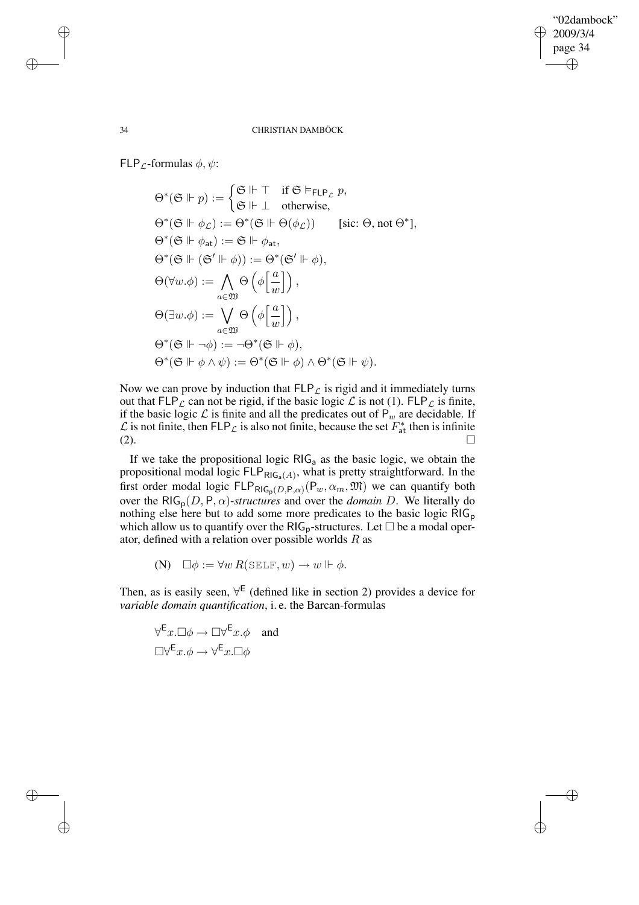$\mathsf{FLP}_{\mathcal{L}}$-formulas $\phi, \psi$:

$$
\begin{aligned}
&\Theta^*(\mathfrak{S} \Vdash p) := \begin{cases} \mathfrak{S} \Vdash \top & \text{if } \mathfrak{S} \vDash_{\mathsf{FLP}_{\mathcal{L}}} p, \\ \mathfrak{S} \Vdash \bot & \text{otherwise,} \end{cases} \\
&\Theta^*(\mathfrak{S} \Vdash \phi_{\mathcal{L}}) := \Theta^*(\mathfrak{S} \Vdash \Theta(\phi_{\mathcal{L}})) \qquad [\text{sic: } \Theta, \text{ not } \Theta^*], \\
&\Theta^*(\mathfrak{S} \Vdash \phi_{\mathsf{at}}) := \mathfrak{S} \Vdash \phi_{\mathsf{at}}, \\
&\Theta^*(\mathfrak{S} \Vdash (\mathfrak{S}' \Vdash \phi)) := \Theta^*(\mathfrak{S}' \Vdash \phi), \\
&\Theta(\forall w.\phi) := \bigwedge_{a \in \mathfrak{W}} \Theta\left(\phi\Big[\frac{a}{w}\Big]\right), \\
&\Theta(\exists w.\phi) := \bigvee_{a \in \mathfrak{W}} \Theta\left(\phi\Big[\frac{a}{w}\Big]\right), \\
&\Theta^*(\mathfrak{S} \Vdash \neg\phi) := \neg\Theta^*(\mathfrak{S} \Vdash \phi), \\
&\Theta^*(\mathfrak{S} \Vdash \phi \wedge \psi) := \Theta^*(\mathfrak{S} \Vdash \phi) \wedge \Theta^*(\mathfrak{S} \Vdash \psi).
\end{aligned}
$$

Now we can prove by induction that $\mathsf{FLP}_{\mathcal{L}}$ is rigid and it immediately turns out that $\mathsf{FLP}_{\mathcal{L}}$ can not be rigid, if the basic logic $\mathcal{L}$ is not (1). $\mathsf{FLP}_{\mathcal{L}}$ is finite, if the basic logic $\mathcal{L}$ is finite and all the predicates out of $\mathsf{P}_w$ are decidable. If $\mathcal{L}$ is not finite, then $\mathsf{FLP}_{\mathcal{L}}$ is also not finite, because the set $F^*_{\mathsf{at}}$ then is infinite (2). $\square$

If we take the propositional logic $\mathsf{RIG}_{\mathsf{a}}$ as the basic logic, we obtain the propositional modal logic $\mathsf{FLP}_{\mathsf{RIG}_{\mathsf{a}}(A)}$, what is pretty straightforward. In the first order modal logic $\mathsf{FLP}_{\mathsf{RIG}_{\mathsf{p}}(D,\mathsf{P},\alpha)}(\mathsf{P}_w, \alpha_m, \mathfrak{M})$ we can quantify both over the $\mathsf{RIG}_{\mathsf{p}}(D, \mathsf{P}, \alpha)$-*structures* and over the *domain* $D$. We literally do nothing else here but to add some more predicates to the basic logic $\mathsf{RIG}_{\mathsf{p}}$ which allow us to quantify over the $\mathsf{RIG}_{\mathsf{p}}$-structures. Let $\Box$ be a modal operator, defined with a relation over possible worlds $R$ as

$$\text{(N)} \quad \Box\phi := \forall w\, R(\mathtt{SELF}, w) \rightarrow w \Vdash \phi.$$

Then, as is easily seen, $\forall^{\mathsf{E}}$ (defined like in section 2) provides a device for *variable domain quantification*, i. e. the Barcan-formulas

$$
\begin{aligned}
&\forall^{\mathsf{E}} x.\Box\phi \rightarrow \Box\forall^{\mathsf{E}} x.\phi \quad \text{and} \\
&\Box\forall^{\mathsf{E}} x.\phi \rightarrow \forall^{\mathsf{E}} x.\Box\phi
\end{aligned}
$$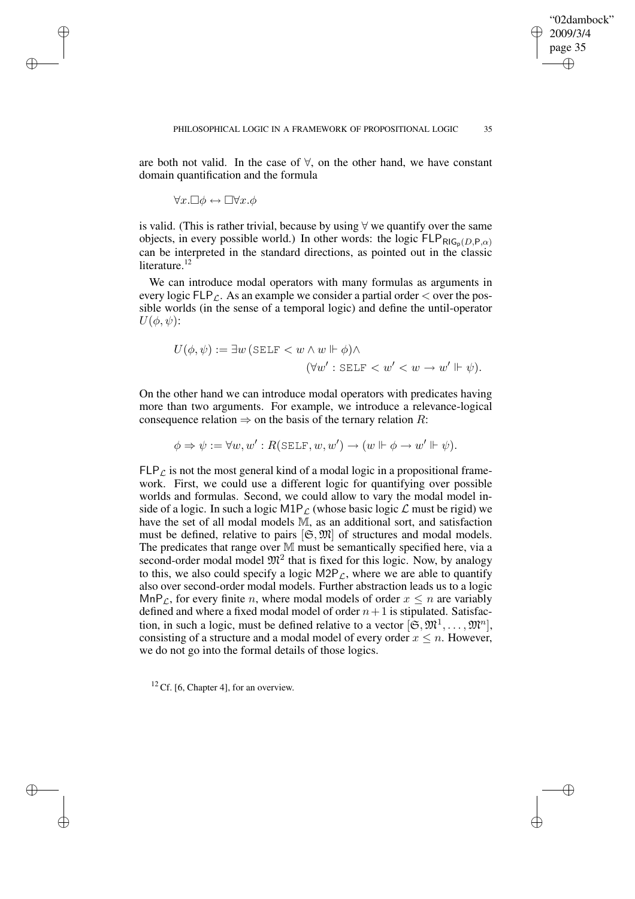are both not valid. In the case of $\forall$, on the other hand, we have constant domain quantification and the formula

$$\forall x.\Box\phi \leftrightarrow \Box\forall x.\phi$$

is valid. (This is rather trivial, because by using $\forall$ we quantify over the same objects, in every possible world.) In other words: the logic $\mathsf{FLP}_{\mathsf{RIG}_\mathsf{p}(D,\mathsf{P},\alpha)}$ can be interpreted in the standard directions, as pointed out in the classic literature.[12]

We can introduce modal operators with many formulas as arguments in every logic $\mathsf{FLP}_\mathcal{L}$. As an example we consider a partial order $<$ over the possible worlds (in the sense of a temporal logic) and define the until-operator $U(\phi, \psi)$:

$$U(\phi, \psi) := \exists w\, (\texttt{SELF} < w \wedge w \Vdash \phi) \wedge \\ (\forall w' : \texttt{SELF} < w' < w \rightarrow w' \Vdash \psi).$$

On the other hand we can introduce modal operators with predicates having more than two arguments. For example, we introduce a relevance-logical consequence relation $\Rightarrow$ on the basis of the ternary relation $R$:

$$\phi \Rightarrow \psi := \forall w, w' : R(\texttt{SELF}, w, w') \rightarrow (w \Vdash \phi \rightarrow w' \Vdash \psi).$$

$\mathsf{FLP}_\mathcal{L}$ is not the most general kind of a modal logic in a propositional framework. First, we could use a different logic for quantifying over possible worlds and formulas. Second, we could allow to vary the modal model inside of a logic. In such a logic $\mathsf{M1P}_\mathcal{L}$ (whose basic logic $\mathcal{L}$ must be rigid) we have the set of all modal models $\mathbb{M}$, as an additional sort, and satisfaction must be defined, relative to pairs $[\mathfrak{S}, \mathfrak{M}]$ of structures and modal models. The predicates that range over $\mathbb{M}$ must be semantically specified here, via a second-order modal model $\mathfrak{M}^2$ that is fixed for this logic. Now, by analogy to this, we also could specify a logic $\mathsf{M2P}_\mathcal{L}$, where we are able to quantify also over second-order modal models. Further abstraction leads us to a logic $\mathsf{MnP}_\mathcal{L}$, for every finite $n$, where modal models of order $x \leq n$ are variably defined and where a fixed modal model of order $n+1$ is stipulated. Satisfaction, in such a logic, must be defined relative to a vector $[\mathfrak{S}, \mathfrak{M}^1, \ldots, \mathfrak{M}^n]$, consisting of a structure and a modal model of every order $x \leq n$. However, we do not go into the formal details of those logics.

[12] Cf. [6, Chapter 4], for an overview.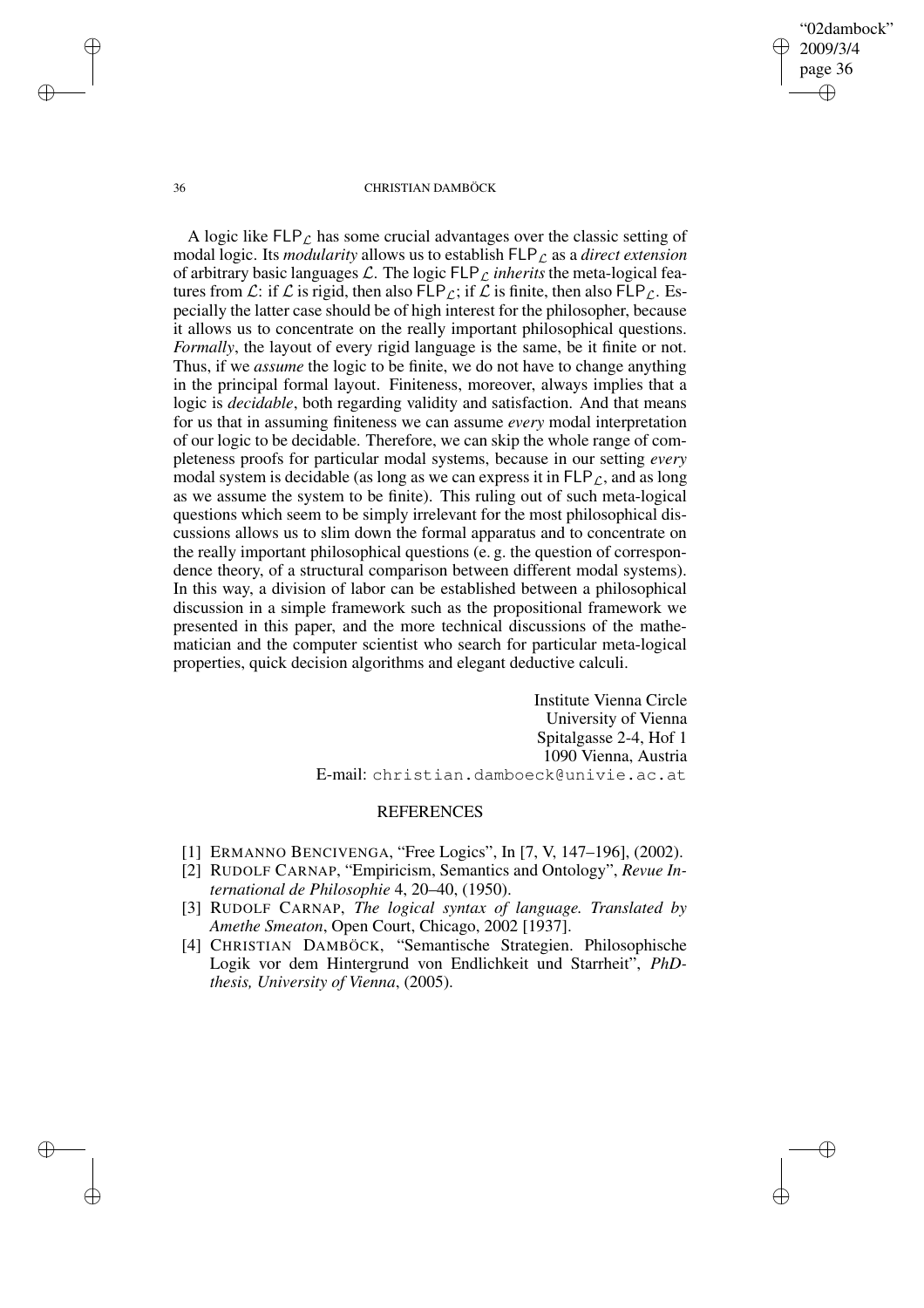A logic like $\mathsf{FLP}_{\mathcal{L}}$ has some crucial advantages over the classic setting of modal logic. Its *modularity* allows us to establish $\mathsf{FLP}_{\mathcal{L}}$ as a *direct extension* of arbitrary basic languages $\mathcal{L}$. The logic $\mathsf{FLP}_{\mathcal{L}}$ *inherits* the meta-logical features from $\mathcal{L}$: if $\mathcal{L}$ is rigid, then also $\mathsf{FLP}_{\mathcal{L}}$; if $\mathcal{L}$ is finite, then also $\mathsf{FLP}_{\mathcal{L}}$. Especially the latter case should be of high interest for the philosopher, because it allows us to concentrate on the really important philosophical questions. *Formally*, the layout of every rigid language is the same, be it finite or not. Thus, if we *assume* the logic to be finite, we do not have to change anything in the principal formal layout. Finiteness, moreover, always implies that a logic is *decidable*, both regarding validity and satisfaction. And that means for us that in assuming finiteness we can assume *every* modal interpretation of our logic to be decidable. Therefore, we can skip the whole range of completeness proofs for particular modal systems, because in our setting *every* modal system is decidable (as long as we can express it in $\mathsf{FLP}_{\mathcal{L}}$, and as long as we assume the system to be finite). This ruling out of such meta-logical questions which seem to be simply irrelevant for the most philosophical discussions allows us to slim down the formal apparatus and to concentrate on the really important philosophical questions (e. g. the question of correspondence theory, of a structural comparison between different modal systems). In this way, a division of labor can be established between a philosophical discussion in a simple framework such as the propositional framework we presented in this paper, and the more technical discussions of the mathematician and the computer scientist who search for particular meta-logical properties, quick decision algorithms and elegant deductive calculi.

Institute Vienna Circle
University of Vienna
Spitalgasse 2-4, Hof 1
1090 Vienna, Austria
E-mail: `christian.damboeck@univie.ac.at`

## REFERENCES

[1] ERMANNO BENCIVENGA, "Free Logics", In [7, V, 147–196], (2002).

[2] RUDOLF CARNAP, "Empiricism, Semantics and Ontology", *Revue International de Philosophie* 4, 20–40, (1950).

[3] RUDOLF CARNAP, *The logical syntax of language. Translated by Amethe Smeaton*, Open Court, Chicago, 2002 [1937].

[4] CHRISTIAN DAMBÖCK, "Semantische Strategien. Philosophische Logik vor dem Hintergrund von Endlichkeit und Starrheit", *PhD-thesis, University of Vienna*, (2005).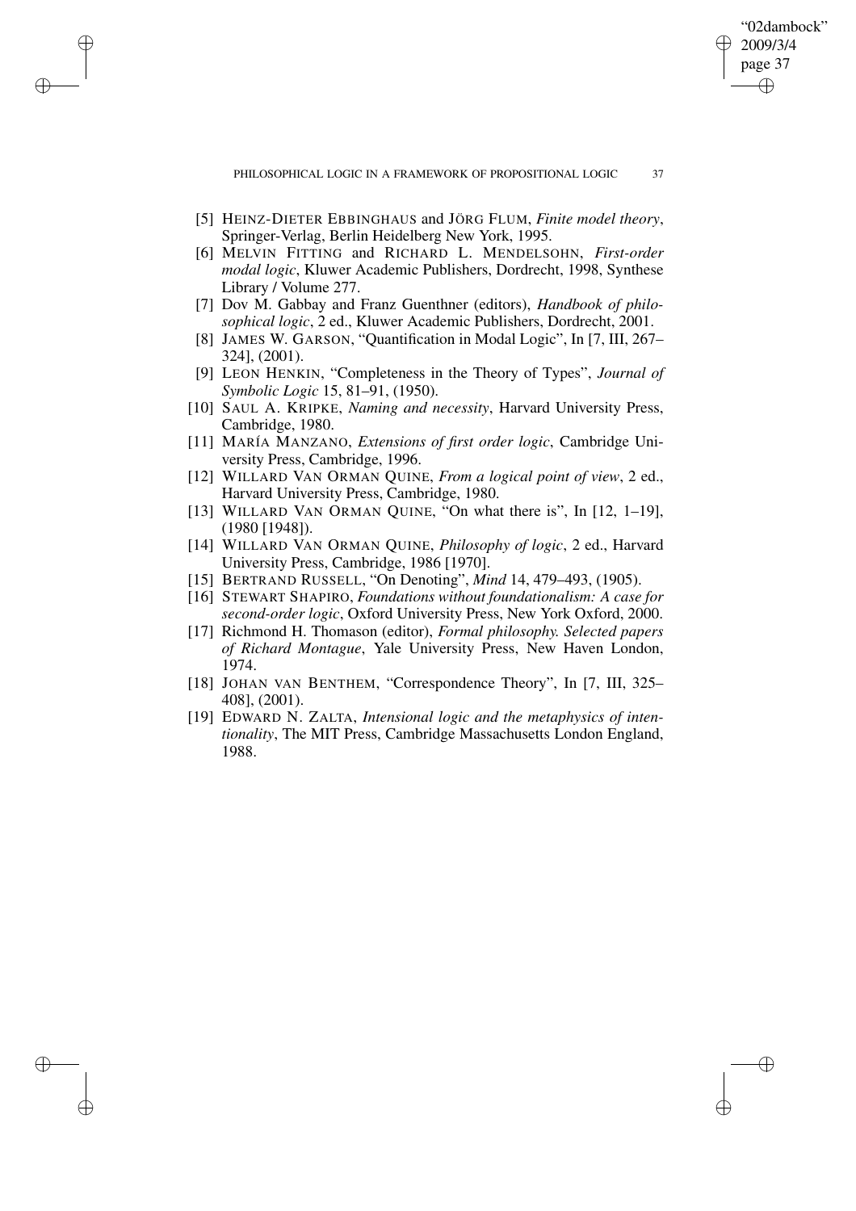[5] HEINZ-DIETER EBBINGHAUS and JÖRG FLUM, *Finite model theory*, Springer-Verlag, Berlin Heidelberg New York, 1995.

[6] MELVIN FITTING and RICHARD L. MENDELSOHN, *First-order modal logic*, Kluwer Academic Publishers, Dordrecht, 1998, Synthese Library / Volume 277.

[7] Dov M. Gabbay and Franz Guenthner (editors), *Handbook of philosophical logic*, 2 ed., Kluwer Academic Publishers, Dordrecht, 2001.

[8] JAMES W. GARSON, "Quantification in Modal Logic", In [7, III, 267–324], (2001).

[9] LEON HENKIN, "Completeness in the Theory of Types", *Journal of Symbolic Logic* 15, 81–91, (1950).

[10] SAUL A. KRIPKE, *Naming and necessity*, Harvard University Press, Cambridge, 1980.

[11] MARÍA MANZANO, *Extensions of first order logic*, Cambridge University Press, Cambridge, 1996.

[12] WILLARD VAN ORMAN QUINE, *From a logical point of view*, 2 ed., Harvard University Press, Cambridge, 1980.

[13] WILLARD VAN ORMAN QUINE, "On what there is", In [12, 1–19], (1980 [1948]).

[14] WILLARD VAN ORMAN QUINE, *Philosophy of logic*, 2 ed., Harvard University Press, Cambridge, 1986 [1970].

[15] BERTRAND RUSSELL, "On Denoting", *Mind* 14, 479–493, (1905).

[16] STEWART SHAPIRO, *Foundations without foundationalism: A case for second-order logic*, Oxford University Press, New York Oxford, 2000.

[17] Richmond H. Thomason (editor), *Formal philosophy. Selected papers of Richard Montague*, Yale University Press, New Haven London, 1974.

[18] JOHAN VAN BENTHEM, "Correspondence Theory", In [7, III, 325–408], (2001).

[19] EDWARD N. ZALTA, *Intensional logic and the metaphysics of intentionality*, The MIT Press, Cambridge Massachusetts London England, 1988.